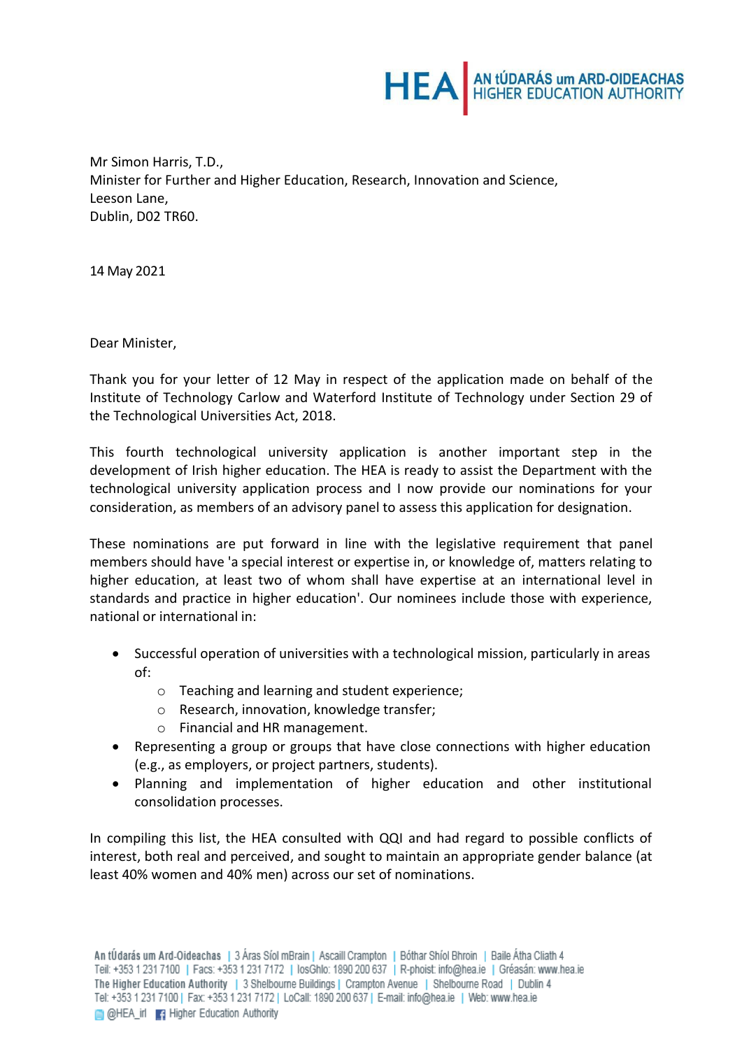AN tÚDARÁS um ARD-OIDEACHAS
HIGHER EDUCATION AUTHORITY

Mr Simon Harris, T.D.,
Minister for Further and Higher Education, Research, Innovation and Science,
Leeson Lane,
Dublin, D02 TR60.

14 May 2021

Dear Minister,

Thank you for your letter of 12 May in respect of the application made on behalf of the Institute of Technology Carlow and Waterford Institute of Technology under Section 29 of the Technological Universities Act, 2018.

This fourth technological university application is another important step in the development of Irish higher education. The HEA is ready to assist the Department with the technological university application process and I now provide our nominations for your consideration, as members of an advisory panel to assess this application for designation.

These nominations are put forward in line with the legislative requirement that panel members should have 'a special interest or expertise in, or knowledge of, matters relating to higher education, at least two of whom shall have expertise at an international level in standards and practice in higher education'. Our nominees include those with experience, national or international in:

- Successful operation of universities with a technological mission, particularly in areas of:
  - Teaching and learning and student experience;
  - Research, innovation, knowledge transfer;
  - Financial and HR management.
- Representing a group or groups that have close connections with higher education (e.g., as employers, or project partners, students).
- Planning and implementation of higher education and other institutional consolidation processes.

In compiling this list, the HEA consulted with QQI and had regard to possible conflicts of interest, both real and perceived, and sought to maintain an appropriate gender balance (at least 40% women and 40% men) across our set of nominations.

An tÚdarás um Ard-Oideachas | 3 Áras Síol mBrain | Ascaill Crampton | Bóthar Shíol Bhroin | Baile Átha Cliath 4
Teil: +353 1 231 7100 | Facs: +353 1 231 7172 | losGhlo: 1890 200 637 | R-phoist: info@hea.ie | Gréasán: www.hea.ie
The Higher Education Authority | 3 Shelbourne Buildings | Crampton Avenue | Shelbourne Road | Dublin 4
Tel: +353 1 231 7100 | Fax: +353 1 231 7172 | LoCall: 1890 200 637 | E-mail: info@hea.ie | Web: www.hea.ie
@HEA_irl Higher Education Authority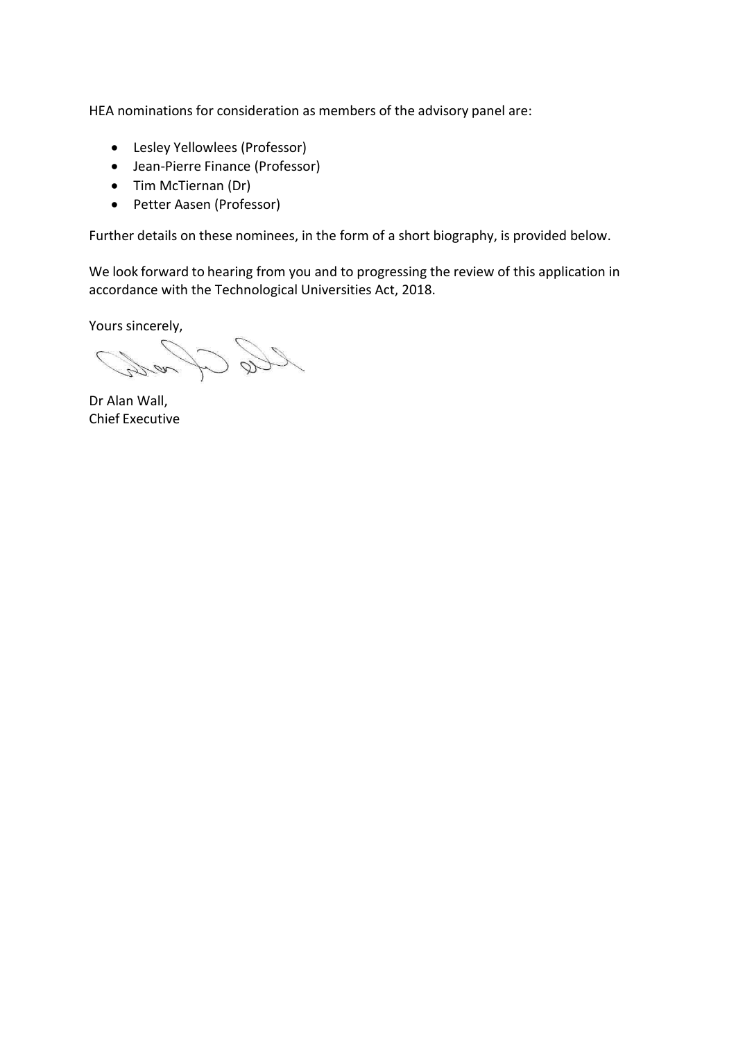HEA nominations for consideration as members of the advisory panel are:

- Lesley Yellowlees (Professor)
- Jean-Pierre Finance (Professor)
- Tim McTiernan (Dr)
- Petter Aasen (Professor)

Further details on these nominees, in the form of a short biography, is provided below.

We look forward to hearing from you and to progressing the review of this application in accordance with the Technological Universities Act, 2018.

Yours sincerely,

Dr Alan Wall,
Chief Executive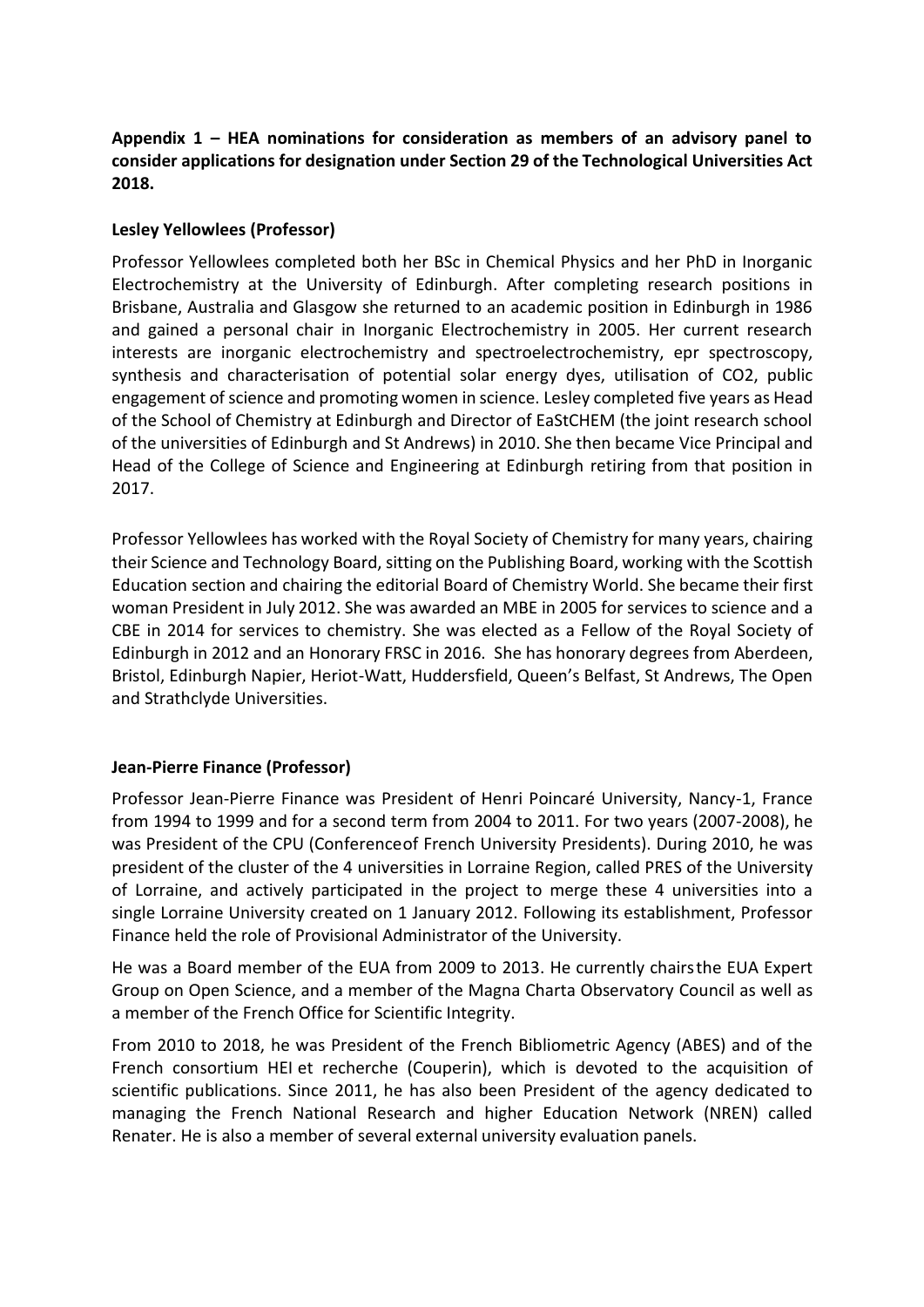**Appendix 1 – HEA nominations for consideration as members of an advisory panel to consider applications for designation under Section 29 of the Technological Universities Act 2018.**

**Lesley Yellowlees (Professor)**

Professor Yellowlees completed both her BSc in Chemical Physics and her PhD in Inorganic Electrochemistry at the University of Edinburgh. After completing research positions in Brisbane, Australia and Glasgow she returned to an academic position in Edinburgh in 1986 and gained a personal chair in Inorganic Electrochemistry in 2005. Her current research interests are inorganic electrochemistry and spectroelectrochemistry, epr spectroscopy, synthesis and characterisation of potential solar energy dyes, utilisation of $CO_2$, public engagement of science and promoting women in science. Lesley completed five years as Head of the School of Chemistry at Edinburgh and Director of EaStCHEM (the joint research school of the universities of Edinburgh and St Andrews) in 2010. She then became Vice Principal and Head of the College of Science and Engineering at Edinburgh retiring from that position in 2017.

Professor Yellowlees has worked with the Royal Society of Chemistry for many years, chairing their Science and Technology Board, sitting on the Publishing Board, working with the Scottish Education section and chairing the editorial Board of Chemistry World. She became their first woman President in July 2012. She was awarded an MBE in 2005 for services to science and a CBE in 2014 for services to chemistry. She was elected as a Fellow of the Royal Society of Edinburgh in 2012 and an Honorary FRSC in 2016. She has honorary degrees from Aberdeen, Bristol, Edinburgh Napier, Heriot-Watt, Huddersfield, Queen's Belfast, St Andrews, The Open and Strathclyde Universities.

**Jean-Pierre Finance (Professor)**

Professor Jean-Pierre Finance was President of Henri Poincaré University, Nancy-1, France from 1994 to 1999 and for a second term from 2004 to 2011. For two years (2007-2008), he was President of the CPU (Conferenceof French University Presidents). During 2010, he was president of the cluster of the 4 universities in Lorraine Region, called PRES of the University of Lorraine, and actively participated in the project to merge these 4 universities into a single Lorraine University created on 1 January 2012. Following its establishment, Professor Finance held the role of Provisional Administrator of the University.

He was a Board member of the EUA from 2009 to 2013. He currently chairsthe EUA Expert Group on Open Science, and a member of the Magna Charta Observatory Council as well as a member of the French Office for Scientific Integrity.

From 2010 to 2018, he was President of the French Bibliometric Agency (ABES) and of the French consortium HEI et recherche (Couperin), which is devoted to the acquisition of scientific publications. Since 2011, he has also been President of the agency dedicated to managing the French National Research and higher Education Network (NREN) called Renater. He is also a member of several external university evaluation panels.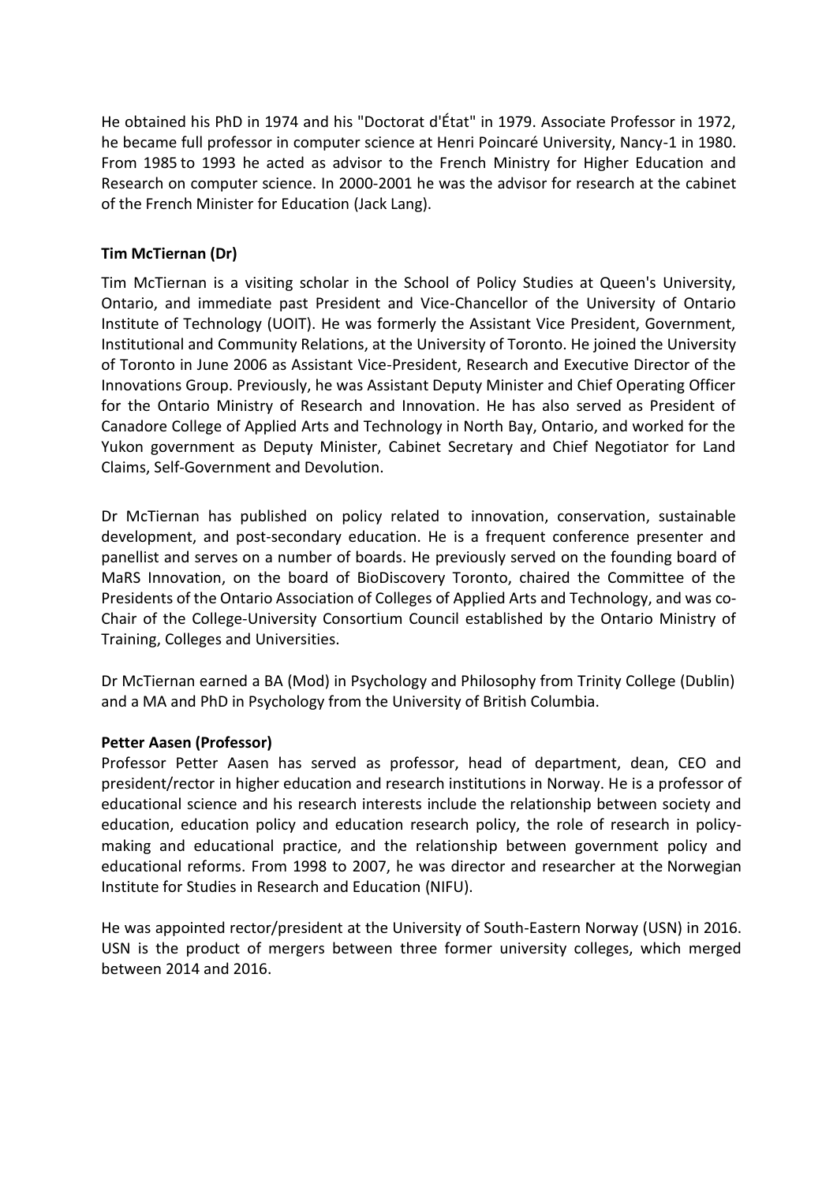He obtained his PhD in 1974 and his "Doctorat d'État" in 1979. Associate Professor in 1972, he became full professor in computer science at Henri Poincaré University, Nancy-1 in 1980. From 1985 to 1993 he acted as advisor to the French Ministry for Higher Education and Research on computer science. In 2000-2001 he was the advisor for research at the cabinet of the French Minister for Education (Jack Lang).

**Tim McTiernan (Dr)**

Tim McTiernan is a visiting scholar in the School of Policy Studies at Queen's University, Ontario, and immediate past President and Vice-Chancellor of the University of Ontario Institute of Technology (UOIT). He was formerly the Assistant Vice President, Government, Institutional and Community Relations, at the University of Toronto. He joined the University of Toronto in June 2006 as Assistant Vice-President, Research and Executive Director of the Innovations Group. Previously, he was Assistant Deputy Minister and Chief Operating Officer for the Ontario Ministry of Research and Innovation. He has also served as President of Canadore College of Applied Arts and Technology in North Bay, Ontario, and worked for the Yukon government as Deputy Minister, Cabinet Secretary and Chief Negotiator for Land Claims, Self-Government and Devolution.

Dr McTiernan has published on policy related to innovation, conservation, sustainable development, and post-secondary education. He is a frequent conference presenter and panellist and serves on a number of boards. He previously served on the founding board of MaRS Innovation, on the board of BioDiscovery Toronto, chaired the Committee of the Presidents of the Ontario Association of Colleges of Applied Arts and Technology, and was co-Chair of the College-University Consortium Council established by the Ontario Ministry of Training, Colleges and Universities.

Dr McTiernan earned a BA (Mod) in Psychology and Philosophy from Trinity College (Dublin) and a MA and PhD in Psychology from the University of British Columbia.

**Petter Aasen (Professor)**

Professor Petter Aasen has served as professor, head of department, dean, CEO and president/rector in higher education and research institutions in Norway. He is a professor of educational science and his research interests include the relationship between society and education, education policy and education research policy, the role of research in policy-making and educational practice, and the relationship between government policy and educational reforms. From 1998 to 2007, he was director and researcher at the Norwegian Institute for Studies in Research and Education (NIFU).

He was appointed rector/president at the University of South-Eastern Norway (USN) in 2016. USN is the product of mergers between three former university colleges, which merged between 2014 and 2016.